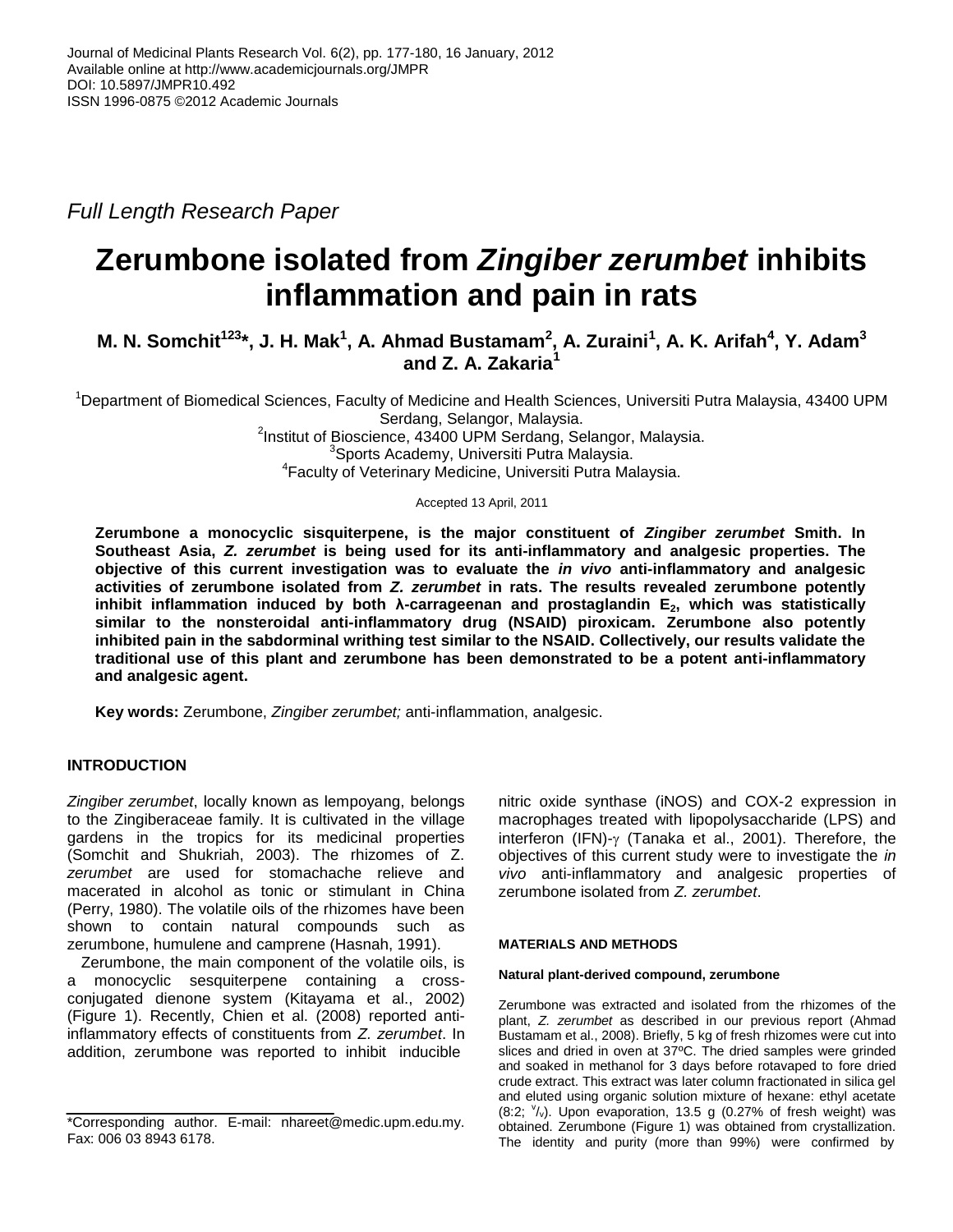*Full Length Research Paper*

# Zerumbone isolated from *Zingiber zerumbet* inhibits inflammation and pain in rats

**M. N. Somchit[123]*, J. H. Mak[1], A. Ahmad Bustamam[2], A. Zuraini[1], A. K. Arifah[4], Y. Adam[3] and Z. A. Zakaria[1]**

[1]Department of Biomedical Sciences, Faculty of Medicine and Health Sciences, Universiti Putra Malaysia, 43400 UPM Serdang, Selangor, Malaysia.
[2]Institut of Bioscience, 43400 UPM Serdang, Selangor, Malaysia.
[3]Sports Academy, Universiti Putra Malaysia.
[4]Faculty of Veterinary Medicine, Universiti Putra Malaysia.

Accepted 13 April, 2011

**Zerumbone a monocyclic sisquiterpene, is the major constituent of *Zingiber zerumbet* Smith. In Southeast Asia, *Z. zerumbet* is being used for its anti-inflammatory and analgesic properties. The objective of this current investigation was to evaluate the *in vivo* anti-inflammatory and analgesic activities of zerumbone isolated from *Z. zerumbet* in rats. The results revealed zerumbone potently inhibit inflammation induced by both λ-carrageenan and prostaglandin $E_2$, which was statistically similar to the nonsteroidal anti-inflammatory drug (NSAID) piroxicam. Zerumbone also potently inhibited pain in the sabdorminal writhing test similar to the NSAID. Collectively, our results validate the traditional use of this plant and zerumbone has been demonstrated to be a potent anti-inflammatory and analgesic agent.**

**Key words:** Zerumbone, *Zingiber zerumbet;* anti-inflammation, analgesic.

## INTRODUCTION

*Zingiber zerumbet*, locally known as lempoyang, belongs to the Zingiberaceae family. It is cultivated in the village gardens in the tropics for its medicinal properties (Somchit and Shukriah, 2003). The rhizomes of Z. *zerumbet* are used for stomachache relieve and macerated in alcohol as tonic or stimulant in China (Perry, 1980). The volatile oils of the rhizomes have been shown to contain natural compounds such as zerumbone, humulene and camprene (Hasnah, 1991).

Zerumbone, the main component of the volatile oils, is a monocyclic sesquiterpene containing a cross-conjugated dienone system (Kitayama et al., 2002) (Figure 1). Recently, Chien et al. (2008) reported anti-inflammatory effects of constituents from *Z. zerumbet*. In addition, zerumbone was reported to inhibit inducible nitric oxide synthase (iNOS) and COX-2 expression in macrophages treated with lipopolysaccharide (LPS) and interferon (IFN)-γ (Tanaka et al., 2001). Therefore, the objectives of this current study were to investigate the *in vivo* anti-inflammatory and analgesic properties of zerumbone isolated from *Z. zerumbet*.

## MATERIALS AND METHODS

### Natural plant-derived compound, zerumbone

Zerumbone was extracted and isolated from the rhizomes of the plant, *Z. zerumbet* as described in our previous report (Ahmad Bustamam et al., 2008). Briefly, 5 kg of fresh rhizomes were cut into slices and dried in oven at 37ºC. The dried samples were grinded and soaked in methanol for 3 days before rotavaped to fore dried crude extract. This extract was later column fractionated in silica gel and eluted using organic solution mixture of hexane: ethyl acetate (8:2; v/v). Upon evaporation, 13.5 g (0.27% of fresh weight) was obtained. Zerumbone (Figure 1) was obtained from crystallization. The identity and purity (more than 99%) were confirmed by

*Corresponding author. E-mail: nhareet@medic.upm.edu.my. Fax: 006 03 8943 6178.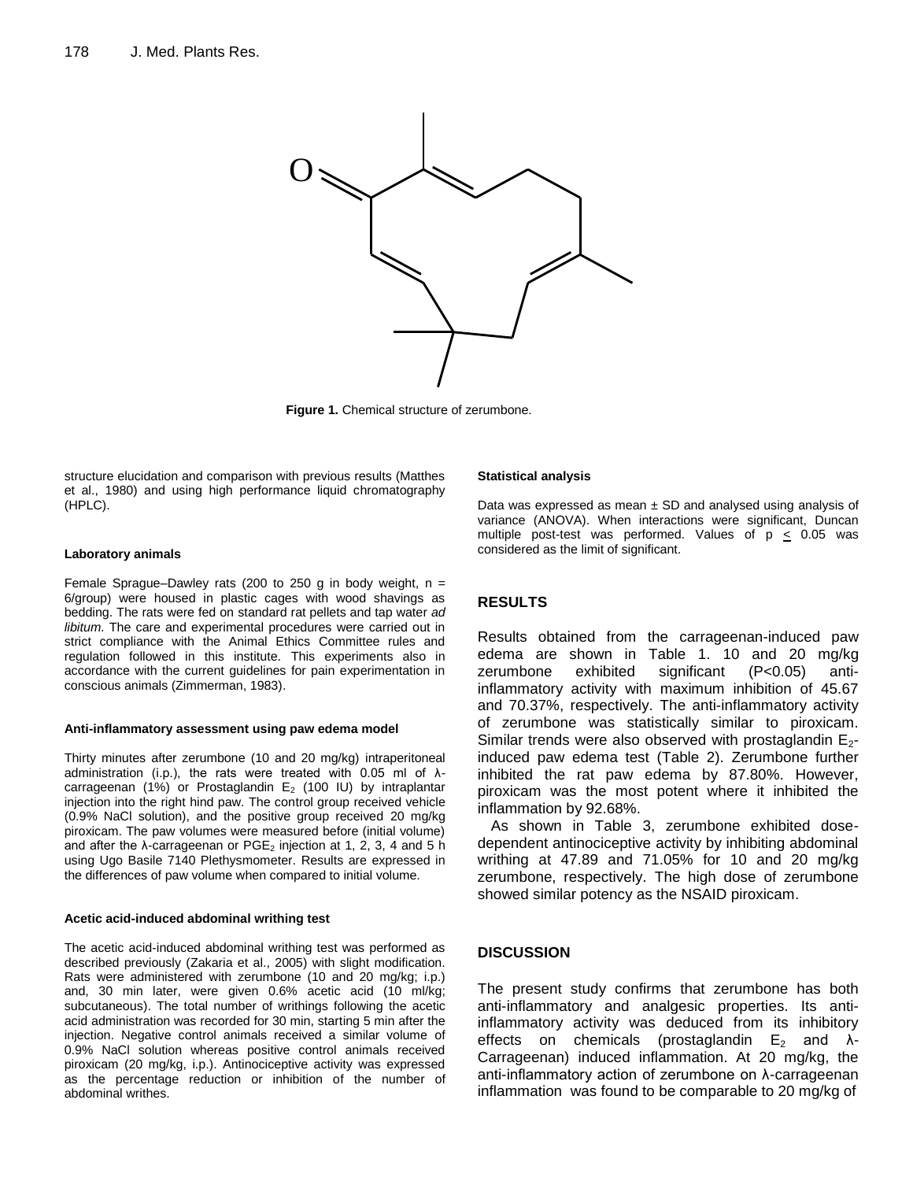**Figure 1.** Chemical structure of zerumbone.

structure elucidation and comparison with previous results (Matthes et al., 1980) and using high performance liquid chromatography (HPLC).

#### Laboratory animals

Female Sprague–Dawley rats (200 to 250 g in body weight, n = 6/group) were housed in plastic cages with wood shavings as bedding. The rats were fed on standard rat pellets and tap water *ad libitum*. The care and experimental procedures were carried out in strict compliance with the Animal Ethics Committee rules and regulation followed in this institute. This experiments also in accordance with the current guidelines for pain experimentation in conscious animals (Zimmerman, 1983).

#### Anti-inflammatory assessment using paw edema model

Thirty minutes after zerumbone (10 and 20 mg/kg) intraperitoneal administration (i.p.), the rats were treated with 0.05 ml of λ-carrageenan (1%) or Prostaglandin $E_2$ (100 IU) by intraplantar injection into the right hind paw. The control group received vehicle (0.9% NaCl solution), and the positive group received 20 mg/kg piroxicam. The paw volumes were measured before (initial volume) and after the λ-carrageenan or $PGE_2$ injection at 1, 2, 3, 4 and 5 h using Ugo Basile 7140 Plethysmometer. Results are expressed in the differences of paw volume when compared to initial volume.

#### Acetic acid-induced abdominal writhing test

The acetic acid-induced abdominal writhing test was performed as described previously (Zakaria et al., 2005) with slight modification. Rats were administered with zerumbone (10 and 20 mg/kg; i.p.) and, 30 min later, were given 0.6% acetic acid (10 ml/kg; subcutaneous). The total number of writhings following the acetic acid administration was recorded for 30 min, starting 5 min after the injection. Negative control animals received a similar volume of 0.9% NaCl solution whereas positive control animals received piroxicam (20 mg/kg, i.p.). Antinociceptive activity was expressed as the percentage reduction or inhibition of the number of abdominal writhes.

#### Statistical analysis

Data was expressed as mean ± SD and analysed using analysis of variance (ANOVA). When interactions were significant, Duncan multiple post-test was performed. Values of $p \leq 0.05$ was considered as the limit of significant.

## RESULTS

Results obtained from the carrageenan-induced paw edema are shown in Table 1. 10 and 20 mg/kg zerumbone exhibited significant ($P<0.05$) anti-inflammatory activity with maximum inhibition of 45.67 and 70.37%, respectively. The anti-inflammatory activity of zerumbone was statistically similar to piroxicam. Similar trends were also observed with prostaglandin $E_2$-induced paw edema test (Table 2). Zerumbone further inhibited the rat paw edema by 87.80%. However, piroxicam was the most potent where it inhibited the inflammation by 92.68%.

As shown in Table 3, zerumbone exhibited dose-dependent antinociceptive activity by inhibiting abdominal writhing at 47.89 and 71.05% for 10 and 20 mg/kg zerumbone, respectively. The high dose of zerumbone showed similar potency as the NSAID piroxicam.

## DISCUSSION

The present study confirms that zerumbone has both anti-inflammatory and analgesic properties. Its anti-inflammatory activity was deduced from its inhibitory effects on chemicals (prostaglandin $E_2$ and λ-Carrageenan) induced inflammation. At 20 mg/kg, the anti-inflammatory action of zerumbone on λ-carrageenan inflammation was found to be comparable to 20 mg/kg of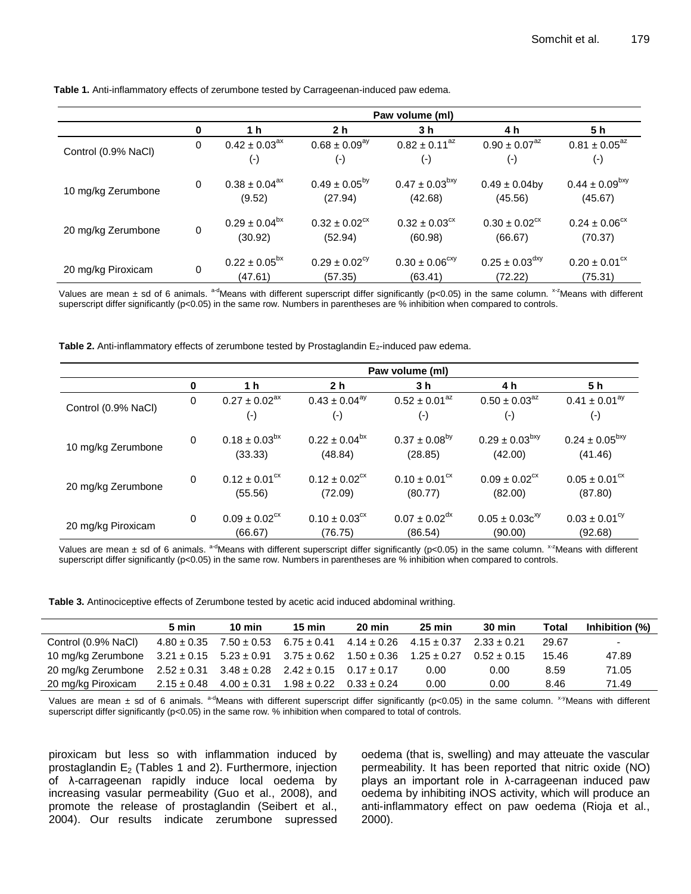**Table 1.** Anti-inflammatory effects of zerumbone tested by Carrageenan-induced paw edema.

| | Paw volume (ml) | | | | | |
|---|---|---|---|---|---|---|
| | 0 | 1 h | 2 h | 3 h | 4 h | 5 h |
| Control (0.9% NaCl) | 0 | $0.42 \pm 0.03^{ax}$ (-) | $0.68 \pm 0.09^{ay}$ (-) | $0.82 \pm 0.11^{az}$ (-) | $0.90 \pm 0.07^{az}$ (-) | $0.81 \pm 0.05^{az}$ (-) |
| 10 mg/kg Zerumbone | 0 | $0.38 \pm 0.04^{ax}$ (9.52) | $0.49 \pm 0.05^{by}$ (27.94) | $0.47 \pm 0.03^{bxy}$ (42.68) | 0.49 ± 0.04by (45.56) | $0.44 \pm 0.09^{bxy}$ (45.67) |
| 20 mg/kg Zerumbone | 0 | $0.29 \pm 0.04^{bx}$ (30.92) | $0.32 \pm 0.02^{cx}$ (52.94) | $0.32 \pm 0.03^{cx}$ (60.98) | $0.30 \pm 0.02^{cx}$ (66.67) | $0.24 \pm 0.06^{cx}$ (70.37) |
| 20 mg/kg Piroxicam | 0 | $0.22 \pm 0.05^{bx}$ (47.61) | $0.29 \pm 0.02^{cy}$ (57.35) | $0.30 \pm 0.06^{cxy}$ (63.41) | $0.25 \pm 0.03^{dxy}$ (72.22) | $0.20 \pm 0.01^{cx}$ (75.31) |

Values are mean ± sd of 6 animals. [a-d]Means with different superscript differ significantly ($p<0.05$) in the same column. [x-z]Means with different superscript differ significantly ($p<0.05$) in the same row. Numbers in parentheses are % inhibition when compared to controls.

**Table 2.** Anti-inflammatory effects of zerumbone tested by Prostaglandin $E_2$-induced paw edema.

| | Paw volume (ml) | | | | | |
|---|---|---|---|---|---|---|
| | 0 | 1 h | 2 h | 3 h | 4 h | 5 h |
| Control (0.9% NaCl) | 0 | $0.27 \pm 0.02^{ax}$ (-) | $0.43 \pm 0.04^{ay}$ (-) | $0.52 \pm 0.01^{az}$ (-) | $0.50 \pm 0.03^{az}$ (-) | $0.41 \pm 0.01^{ay}$ (-) |
| 10 mg/kg Zerumbone | 0 | $0.18 \pm 0.03^{bx}$ (33.33) | $0.22 \pm 0.04^{bx}$ (48.84) | $0.37 \pm 0.08^{by}$ (28.85) | $0.29 \pm 0.03^{bxy}$ (42.00) | $0.24 \pm 0.05^{bxy}$ (41.46) |
| 20 mg/kg Zerumbone | 0 | $0.12 \pm 0.01^{cx}$ (55.56) | $0.12 \pm 0.02^{cx}$ (72.09) | $0.10 \pm 0.01^{cx}$ (80.77) | $0.09 \pm 0.02^{cx}$ (82.00) | $0.05 \pm 0.01^{cx}$ (87.80) |
| 20 mg/kg Piroxicam | 0 | $0.09 \pm 0.02^{cx}$ (66.67) | $0.10 \pm 0.03^{cx}$ (76.75) | $0.07 \pm 0.02^{dx}$ (86.54) | 0.05 ± 0.03c[xy] (90.00) | $0.03 \pm 0.01^{cy}$ (92.68) |

Values are mean ± sd of 6 animals. [a-d]Means with different superscript differ significantly ($p<0.05$) in the same column. [x-z]Means with different superscript differ significantly ($p<0.05$) in the same row. Numbers in parentheses are % inhibition when compared to controls.

**Table 3.** Antinociceptive effects of Zerumbone tested by acetic acid induced abdominal writhing.

| | 5 min | 10 min | 15 min | 20 min | 25 min | 30 min | Total | Inhibition (%) |
|---|---|---|---|---|---|---|---|---|
| Control (0.9% NaCl) | 4.80 ± 0.35 | 7.50 ± 0.53 | 6.75 ± 0.41 | 4.14 ± 0.26 | 4.15 ± 0.37 | 2.33 ± 0.21 | 29.67 | - |
| 10 mg/kg Zerumbone | 3.21 ± 0.15 | 5.23 ± 0.91 | 3.75 ± 0.62 | 1.50 ± 0.36 | 1.25 ± 0.27 | 0.52 ± 0.15 | 15.46 | 47.89 |
| 20 mg/kg Zerumbone | 2.52 ± 0.31 | 3.48 ± 0.28 | 2.42 ± 0.15 | 0.17 ± 0.17 | 0.00 | 0.00 | 8.59 | 71.05 |
| 20 mg/kg Piroxicam | 2.15 ± 0.48 | 4.00 ± 0.31 | 1.98 ± 0.22 | 0.33 ± 0.24 | 0.00 | 0.00 | 8.46 | 71.49 |

Values are mean ± sd of 6 animals. [a-d]Means with different superscript differ significantly ($p<0.05$) in the same column. [x-y]Means with different superscript differ significantly ($p<0.05$) in the same row. % inhibition when compared to total of controls.

piroxicam but less so with inflammation induced by prostaglandin $E_2$ (Tables 1 and 2). Furthermore, injection of λ-carrageenan rapidly induce local oedema by increasing vasular permeability (Guo et al., 2008), and promote the release of prostaglandin (Seibert et al., 2004). Our results indicate zerumbone supressed oedema (that is, swelling) and may atteuate the vascular permeability. It has been reported that nitric oxide (NO) plays an important role in λ-carrageenan induced paw oedema by inhibiting iNOS activity, which will produce an anti-inflammatory effect on paw oedema (Rioja et al., 2000).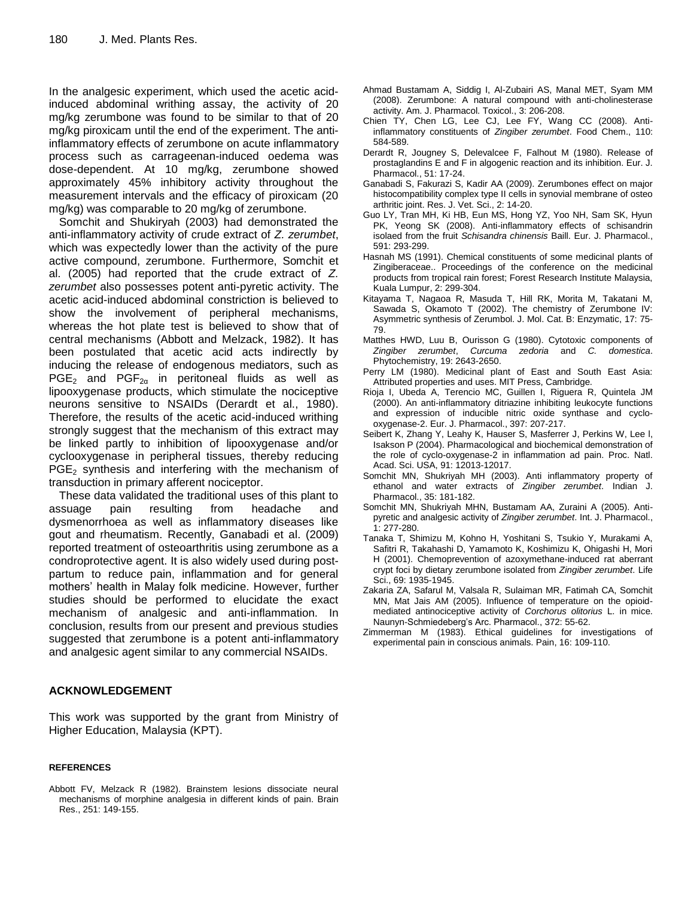In the analgesic experiment, which used the acetic acid-induced abdominal writhing assay, the activity of 20 mg/kg zerumbone was found to be similar to that of 20 mg/kg piroxicam until the end of the experiment. The anti-inflammatory effects of zerumbone on acute inflammatory process such as carrageenan-induced oedema was dose-dependent. At 10 mg/kg, zerumbone showed approximately 45% inhibitory activity throughout the measurement intervals and the efficacy of piroxicam (20 mg/kg) was comparable to 20 mg/kg of zerumbone.

Somchit and Shukiryah (2003) had demonstrated the anti-inflammatory activity of crude extract of *Z. zerumbet*, which was expectedly lower than the activity of the pure active compound, zerumbone. Furthermore, Somchit et al. (2005) had reported that the crude extract of *Z. zerumbet* also possesses potent anti-pyretic activity. The acetic acid-induced abdominal constriction is believed to show the involvement of peripheral mechanisms, whereas the hot plate test is believed to show that of central mechanisms (Abbott and Melzack, 1982). It has been postulated that acetic acid acts indirectly by inducing the release of endogenous mediators, such as $PGE_2$ and $PGF_{2\alpha}$ in peritoneal fluids as well as lipooxygenase products, which stimulate the nociceptive neurons sensitive to NSAIDs (Derardt et al., 1980). Therefore, the results of the acetic acid-induced writhing strongly suggest that the mechanism of this extract may be linked partly to inhibition of lipooxygenase and/or cyclooxygenase in peripheral tissues, thereby reducing $PGE_2$ synthesis and interfering with the mechanism of transduction in primary afferent nociceptor.

These data validated the traditional uses of this plant to assuage pain resulting from headache and dysmenorrhoea as well as inflammatory diseases like gout and rheumatism. Recently, Ganabadi et al. (2009) reported treatment of osteoarthritis using zerumbone as a condroprotective agent. It is also widely used during post-partum to reduce pain, inflammation and for general mothers' health in Malay folk medicine. However, further studies should be performed to elucidate the exact mechanism of analgesic and anti-inflammation. In conclusion, results from our present and previous studies suggested that zerumbone is a potent anti-inflammatory and analgesic agent similar to any commercial NSAIDs.

## ACKNOWLEDGEMENT

This work was supported by the grant from Ministry of Higher Education, Malaysia (KPT).

## REFERENCES

Abbott FV, Melzack R (1982). Brainstem lesions dissociate neural mechanisms of morphine analgesia in different kinds of pain. Brain Res., 251: 149-155.

Ahmad Bustamam A, Siddig I, Al-Zubairi AS, Manal MET, Syam MM (2008). Zerumbone: A natural compound with anti-cholinesterase activity. Am. J. Pharmacol. Toxicol., 3: 206-208.

Chien TY, Chen LG, Lee CJ, Lee FY, Wang CC (2008). Anti-inflammatory constituents of *Zingiber zerumbet*. Food Chem., 110: 584-589.

Derardt R, Jougney S, Delevalcee F, Falhout M (1980). Release of prostaglandins E and F in algogenic reaction and its inhibition. Eur. J. Pharmacol., 51: 17-24.

Ganabadi S, Fakurazi S, Kadir AA (2009). Zerumbones effect on major histocompatibility complex type II cells in synovial membrane of osteo arthritic joint. Res. J. Vet. Sci., 2: 14-20.

Guo LY, Tran MH, Ki HB, Eun MS, Hong YZ, Yoo NH, Sam SK, Hyun PK, Yeong SK (2008). Anti-inflammatory effects of schisandrin isolaed from the fruit *Schisandra chinensis* Baill. Eur. J. Pharmacol., 591: 293-299.

Hasnah MS (1991). Chemical constituents of some medicinal plants of Zingiberaceae.. Proceedings of the conference on the medicinal products from tropical rain forest; Forest Research Institute Malaysia, Kuala Lumpur, 2: 299-304.

Kitayama T, Nagaoa R, Masuda T, Hill RK, Morita M, Takatani M, Sawada S, Okamoto T (2002). The chemistry of Zerumbone IV: Asymmetric synthesis of Zerumbol. J. Mol. Cat. B: Enzymatic, 17: 75-79.

Matthes HWD, Luu B, Ourisson G (1980). Cytotoxic components of *Zingiber zerumbet*, *Curcuma zedoria* and *C. domestica*. Phytochemistry, 19: 2643-2650.

Perry LM (1980). Medicinal plant of East and South East Asia: Attributed properties and uses. MIT Press, Cambridge.

Rioja I, Ubeda A, Terencio MC, Guillen I, Riguera R, Quintela JM (2000). An anti-inflammatory ditriazine inhibiting leukocyte functions and expression of inducible nitric oxide synthase and cyclo-oxygenase-2. Eur. J. Pharmacol., 397: 207-217.

Seibert K, Zhang Y, Leahy K, Hauser S, Masferrer J, Perkins W, Lee l, Isakson P (2004). Pharmacological and biochemical demonstration of the role of cyclo-oxygenase-2 in inflammation ad pain. Proc. Natl. Acad. Sci. USA, 91: 12013-12017.

Somchit MN, Shukriyah MH (2003). Anti inflammatory property of ethanol and water extracts of *Zingiber zerumbet*. Indian J. Pharmacol., 35: 181-182.

Somchit MN, Shukriyah MHN, Bustamam AA, Zuraini A (2005). Anti-pyretic and analgesic activity of *Zingiber zerumbet*. Int. J. Pharmacol., 1: 277-280.

Tanaka T, Shimizu M, Kohno H, Yoshitani S, Tsukio Y, Murakami A, Safitri R, Takahashi D, Yamamoto K, Koshimizu K, Ohigashi H, Mori H (2001). Chemoprevention of azoxymethane-induced rat aberrant crypt foci by dietary zerumbone isolated from *Zingiber zerumbet*. Life Sci., 69: 1935-1945.

Zakaria ZA, Safarul M, Valsala R, Sulaiman MR, Fatimah CA, Somchit MN, Mat Jais AM (2005). Influence of temperature on the opioid-mediated antinociceptive activity of *Corchorus olitorius* L. in mice. Naunyn-Schmiedeberg's Arc. Pharmacol., 372: 55-62.

Zimmerman M (1983). Ethical guidelines for investigations of experimental pain in conscious animals. Pain, 16: 109-110.